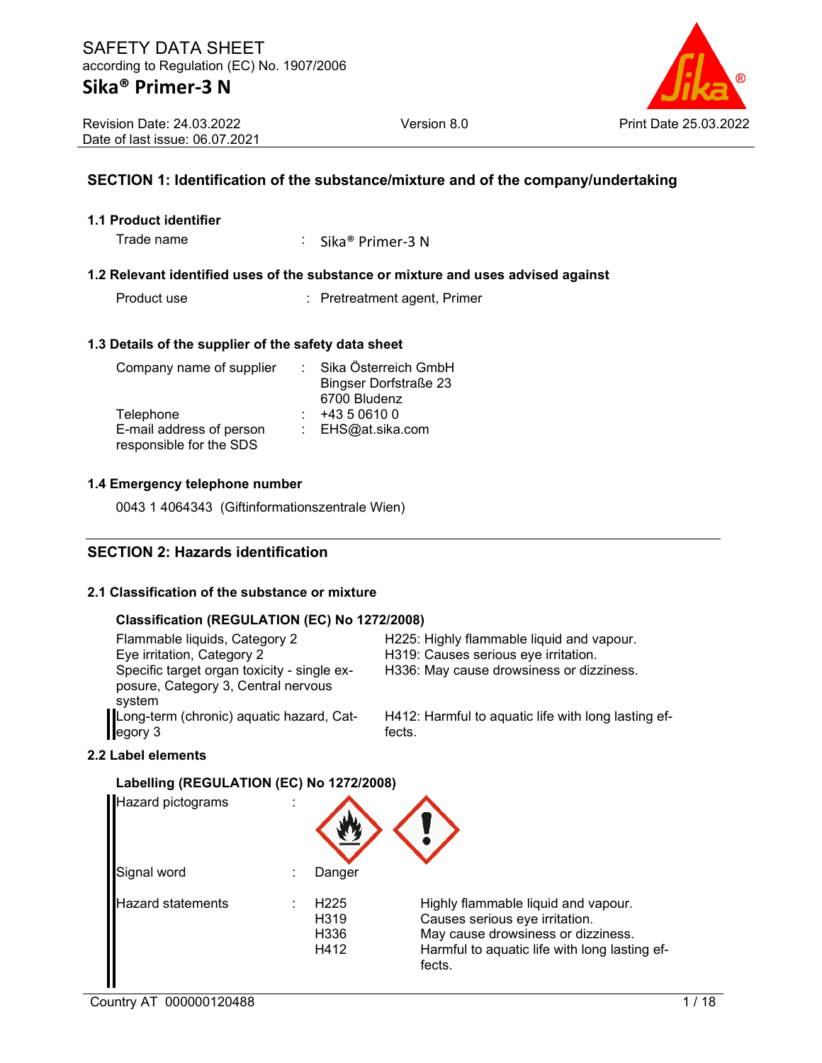# SAFETY DATA SHEET

according to Regulation (EC) No. 1907/2006

## Sika® Primer-3 N

Revision Date: 24.03.2022
Date of last issue: 06.07.2021

Version 8.0

Print Date 25.03.2022

## SECTION 1: Identification of the substance/mixture and of the company/undertaking

### 1.1 Product identifier

Trade name : Sika® Primer-3 N

### 1.2 Relevant identified uses of the substance or mixture and uses advised against

Product use : Pretreatment agent, Primer

### 1.3 Details of the supplier of the safety data sheet

Company name of supplier : Sika Österreich GmbH
Bingser Dorfstraße 23
6700 Bludenz

Telephone : +43 5 0610 0

E-mail address of person responsible for the SDS : EHS@at.sika.com

### 1.4 Emergency telephone number

0043 1 4064343 (Giftinformationszentrale Wien)

## SECTION 2: Hazards identification

### 2.1 Classification of the substance or mixture

**Classification (REGULATION (EC) No 1272/2008)**

| Classification | Hazard statement |
|---|---|
| Flammable liquids, Category 2 | H225: Highly flammable liquid and vapour. |
| Eye irritation, Category 2 | H319: Causes serious eye irritation. |
| Specific target organ toxicity - single exposure, Category 3, Central nervous system | H336: May cause drowsiness or dizziness. |
| Long-term (chronic) aquatic hazard, Category 3 | H412: Harmful to aquatic life with long lasting effects. |

### 2.2 Label elements

**Labelling (REGULATION (EC) No 1272/2008)**

Hazard pictograms :

Signal word : Danger

Hazard statements :

| | |
|---|---|
| H225 | Highly flammable liquid and vapour. |
| H319 | Causes serious eye irritation. |
| H336 | May cause drowsiness or dizziness. |
| H412 | Harmful to aquatic life with long lasting effects. |

Country AT 000000120488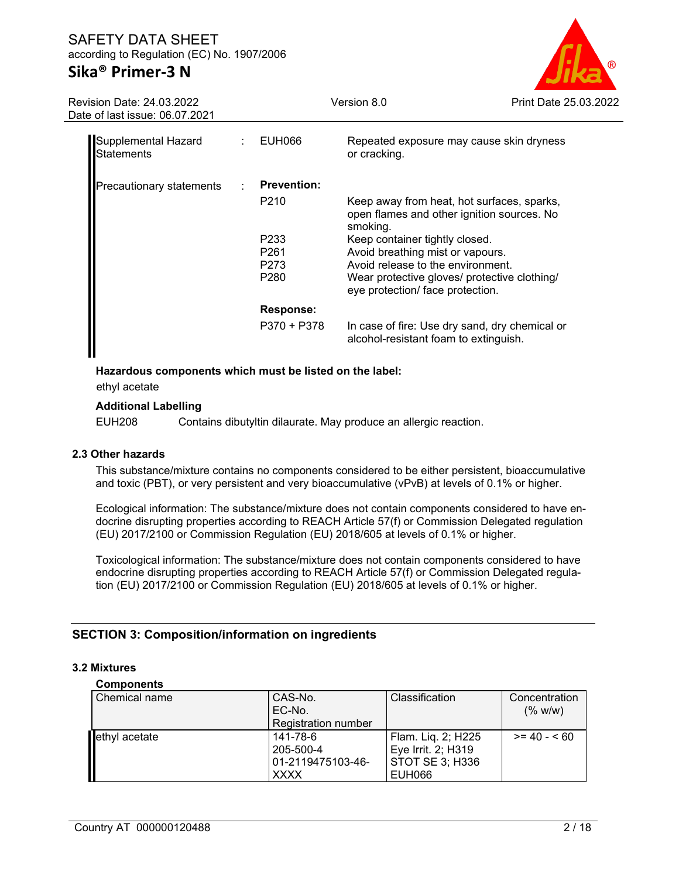| | | | |
|---|---|---|---|
| Supplemental Hazard Statements | : | EUH066 | Repeated exposure may cause skin dryness or cracking. |
| Precautionary statements | : | **Prevention:** | |
| | | P210 | Keep away from heat, hot surfaces, sparks, open flames and other ignition sources. No smoking. |
| | | P233 | Keep container tightly closed. |
| | | P261 | Avoid breathing mist or vapours. |
| | | P273 | Avoid release to the environment. |
| | | P280 | Wear protective gloves/ protective clothing/ eye protection/ face protection. |
| | | **Response:** | |
| | | P370 + P378 | In case of fire: Use dry sand, dry chemical or alcohol-resistant foam to extinguish. |

**Hazardous components which must be listed on the label:**

ethyl acetate

**Additional Labelling**

EUH208 Contains dibutyltin dilaurate. May produce an allergic reaction.

### 2.3 Other hazards

This substance/mixture contains no components considered to be either persistent, bioaccumulative and toxic (PBT), or very persistent and very bioaccumulative (vPvB) at levels of 0.1% or higher.

Ecological information: The substance/mixture does not contain components considered to have endocrine disrupting properties according to REACH Article 57(f) or Commission Delegated regulation (EU) 2017/2100 or Commission Regulation (EU) 2018/605 at levels of 0.1% or higher.

Toxicological information: The substance/mixture does not contain components considered to have endocrine disrupting properties according to REACH Article 57(f) or Commission Delegated regulation (EU) 2017/2100 or Commission Regulation (EU) 2018/605 at levels of 0.1% or higher.

## SECTION 3: Composition/information on ingredients

### 3.2 Mixtures

**Components**

| Chemical name | CAS-No.<br>EC-No.<br>Registration number | Classification | Concentration (% w/w) |
|---|---|---|---|
| ethyl acetate | 141-78-6<br>205-500-4<br>01-2119475103-46-XXXX | Flam. Liq. 2; H225<br>Eye Irrit. 2; H319<br>STOT SE 3; H336<br>EUH066 | >= 40 - < 60 |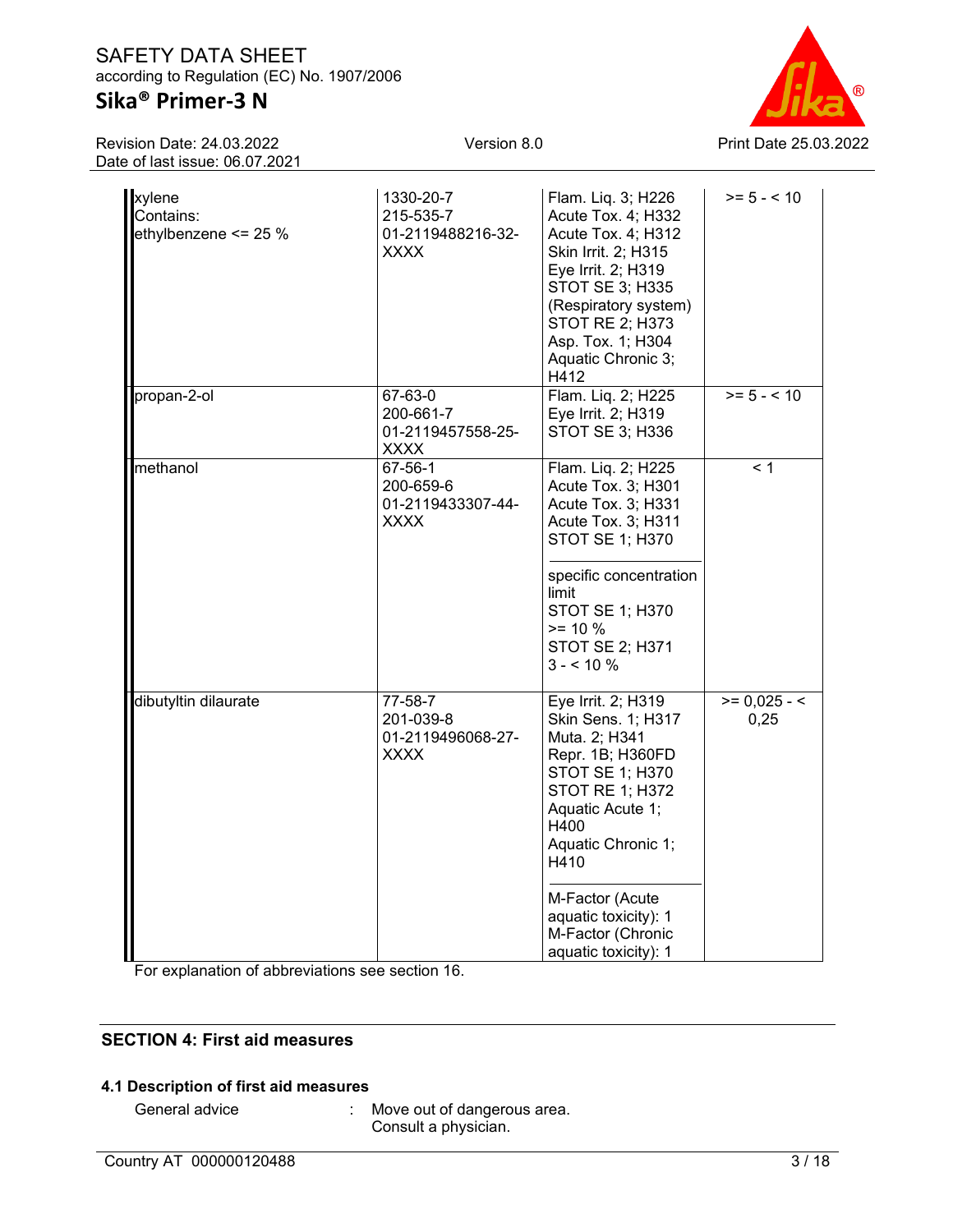| | | | |
|---|---|---|---|
| xylene<br>Contains:<br>ethylbenzene <= 25 % | 1330-20-7<br>215-535-7<br>01-2119488216-32-XXXX | Flam. Liq. 3; H226<br>Acute Tox. 4; H332<br>Acute Tox. 4; H312<br>Skin Irrit. 2; H315<br>Eye Irrit. 2; H319<br>STOT SE 3; H335 (Respiratory system)<br>STOT RE 2; H373<br>Asp. Tox. 1; H304<br>Aquatic Chronic 3; H412 | >= 5 - < 10 |
| propan-2-ol | 67-63-0<br>200-661-7<br>01-2119457558-25-XXXX | Flam. Liq. 2; H225<br>Eye Irrit. 2; H319<br>STOT SE 3; H336 | >= 5 - < 10 |
| methanol | 67-56-1<br>200-659-6<br>01-2119433307-44-XXXX | Flam. Liq. 2; H225<br>Acute Tox. 3; H301<br>Acute Tox. 3; H331<br>Acute Tox. 3; H311<br>STOT SE 1; H370<br><br>specific concentration limit<br>STOT SE 1; H370<br>>= 10 %<br>STOT SE 2; H371<br>3 - < 10 % | < 1 |
| dibutyltin dilaurate | 77-58-7<br>201-039-8<br>01-2119496068-27-XXXX | Eye Irrit. 2; H319<br>Skin Sens. 1; H317<br>Muta. 2; H341<br>Repr. 1B; H360FD<br>STOT SE 1; H370<br>STOT RE 1; H372<br>Aquatic Acute 1; H400<br>Aquatic Chronic 1; H410<br><br>M-Factor (Acute aquatic toxicity): 1<br>M-Factor (Chronic aquatic toxicity): 1 | >= 0,025 - < 0,25 |

For explanation of abbreviations see section 16.

## SECTION 4: First aid measures

### 4.1 Description of first aid measures

General advice : Move out of dangerous area.
Consult a physician.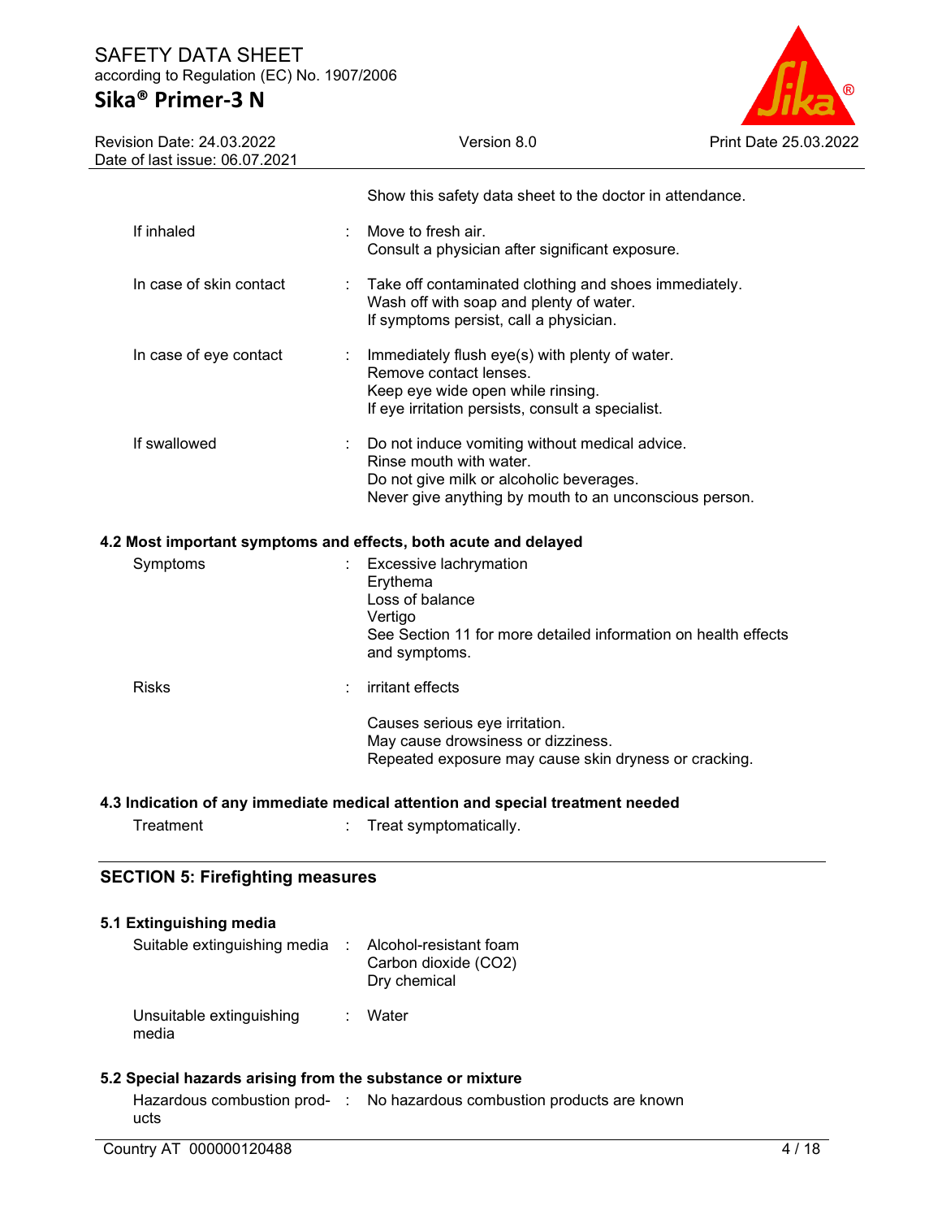Show this safety data sheet to the doctor in attendance.

| | | |
|---|---|---|
| If inhaled | : | Move to fresh air.<br>Consult a physician after significant exposure. |
| In case of skin contact | : | Take off contaminated clothing and shoes immediately.<br>Wash off with soap and plenty of water.<br>If symptoms persist, call a physician. |
| In case of eye contact | : | Immediately flush eye(s) with plenty of water.<br>Remove contact lenses.<br>Keep eye wide open while rinsing.<br>If eye irritation persists, consult a specialist. |
| If swallowed | : | Do not induce vomiting without medical advice.<br>Rinse mouth with water.<br>Do not give milk or alcoholic beverages.<br>Never give anything by mouth to an unconscious person. |

### 4.2 Most important symptoms and effects, both acute and delayed

| | | |
|---|---|---|
| Symptoms | : | Excessive lachrymation<br>Erythema<br>Loss of balance<br>Vertigo<br>See Section 11 for more detailed information on health effects and symptoms. |
| Risks | : | irritant effects<br><br>Causes serious eye irritation.<br>May cause drowsiness or dizziness.<br>Repeated exposure may cause skin dryness or cracking. |

### 4.3 Indication of any immediate medical attention and special treatment needed

| | | |
|---|---|---|
| Treatment | : | Treat symptomatically. |

## SECTION 5: Firefighting measures

### 5.1 Extinguishing media

| | | |
|---|---|---|
| Suitable extinguishing media | : | Alcohol-resistant foam<br>Carbon dioxide ($CO_2$)<br>Dry chemical |
| Unsuitable extinguishing media | : | Water |

### 5.2 Special hazards arising from the substance or mixture

| | | |
|---|---|---|
| Hazardous combustion products | : | No hazardous combustion products are known |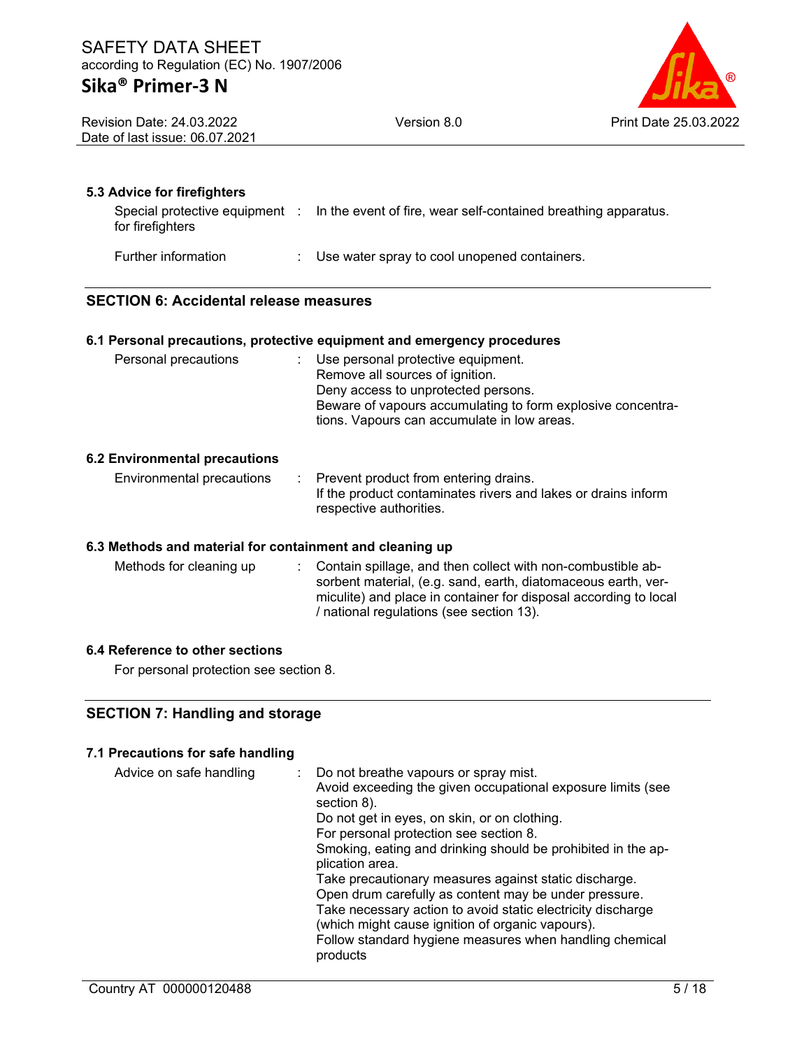### 5.3 Advice for firefighters

| | |
|---|---|
| Special protective equipment for firefighters | : In the event of fire, wear self-contained breathing apparatus. |
| Further information | : Use water spray to cool unopened containers. |

## SECTION 6: Accidental release measures

### 6.1 Personal precautions, protective equipment and emergency procedures

| | |
|---|---|
| Personal precautions | : Use personal protective equipment.<br>Remove all sources of ignition.<br>Deny access to unprotected persons.<br>Beware of vapours accumulating to form explosive concentrations. Vapours can accumulate in low areas. |

### 6.2 Environmental precautions

| | |
|---|---|
| Environmental precautions | : Prevent product from entering drains.<br>If the product contaminates rivers and lakes or drains inform respective authorities. |

### 6.3 Methods and material for containment and cleaning up

| | |
|---|---|
| Methods for cleaning up | : Contain spillage, and then collect with non-combustible absorbent material, (e.g. sand, earth, diatomaceous earth, vermiculite) and place in container for disposal according to local / national regulations (see section 13). |

### 6.4 Reference to other sections

For personal protection see section 8.

## SECTION 7: Handling and storage

### 7.1 Precautions for safe handling

| | |
|---|---|
| Advice on safe handling | : Do not breathe vapours or spray mist.<br>Avoid exceeding the given occupational exposure limits (see section 8).<br>Do not get in eyes, on skin, or on clothing.<br>For personal protection see section 8.<br>Smoking, eating and drinking should be prohibited in the application area.<br>Take precautionary measures against static discharge.<br>Open drum carefully as content may be under pressure.<br>Take necessary action to avoid static electricity discharge (which might cause ignition of organic vapours).<br>Follow standard hygiene measures when handling chemical products |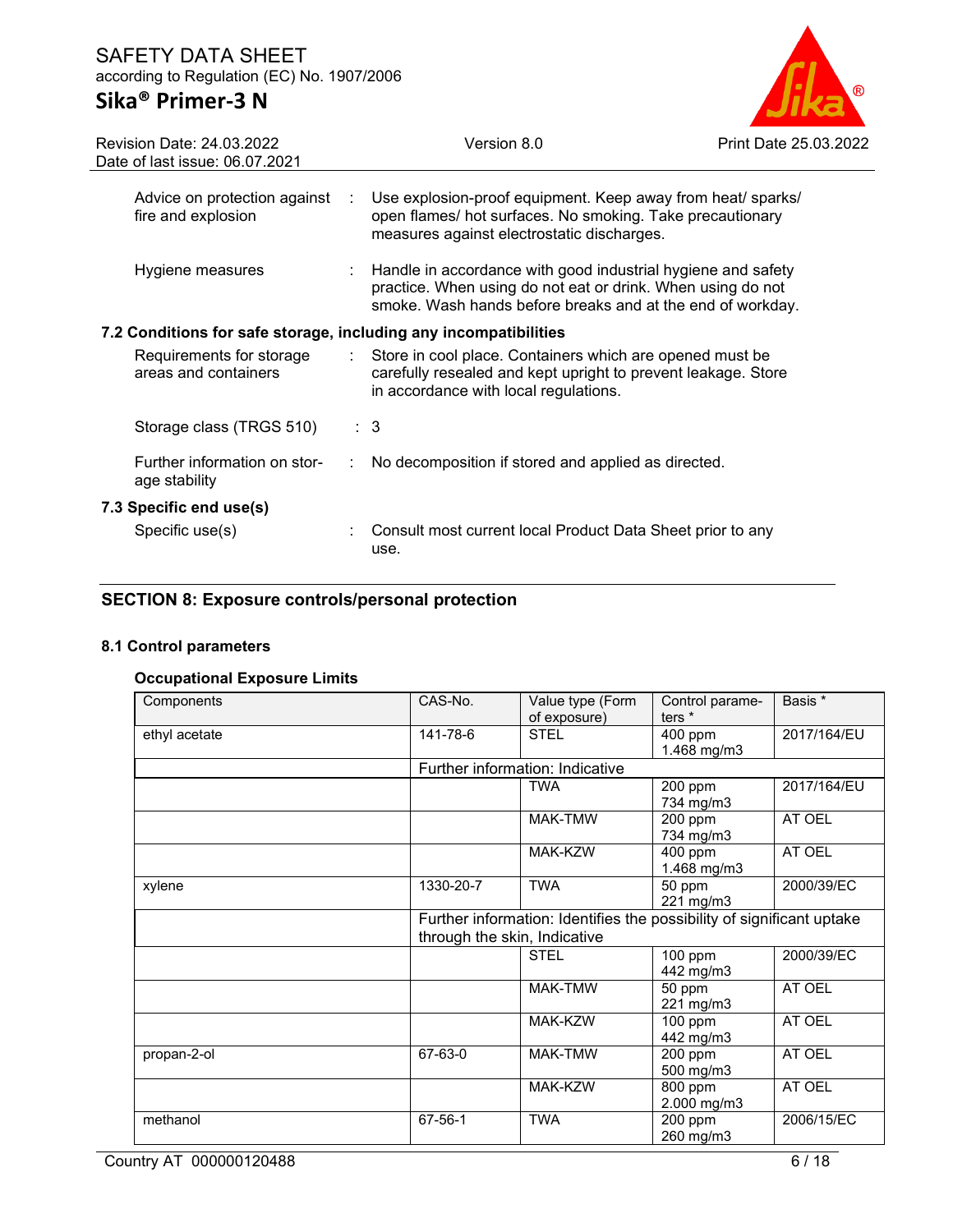| | | |
|---|---|---|
| Advice on protection against fire and explosion | : | Use explosion-proof equipment. Keep away from heat/ sparks/ open flames/ hot surfaces. No smoking. Take precautionary measures against electrostatic discharges. |
| Hygiene measures | : | Handle in accordance with good industrial hygiene and safety practice. When using do not eat or drink. When using do not smoke. Wash hands before breaks and at the end of workday. |

### 7.2 Conditions for safe storage, including any incompatibilities

| | | |
|---|---|---|
| Requirements for storage areas and containers | : | Store in cool place. Containers which are opened must be carefully resealed and kept upright to prevent leakage. Store in accordance with local regulations. |
| Storage class (TRGS 510) | : | 3 |
| Further information on storage stability | : | No decomposition if stored and applied as directed. |

### 7.3 Specific end use(s)

| | | |
|---|---|---|
| Specific use(s) | : | Consult most current local Product Data Sheet prior to any use. |

## SECTION 8: Exposure controls/personal protection

### 8.1 Control parameters

**Occupational Exposure Limits**

| Components | CAS-No. | Value type (Form of exposure) | Control parameters * | Basis * |
|---|---|---|---|---|
| ethyl acetate | 141-78-6 | STEL | 400 ppm 1.468 mg/m3 | 2017/164/EU |
| | Further information: Indicative | | | |
| | | TWA | 200 ppm 734 mg/m3 | 2017/164/EU |
| | | MAK-TMW | 200 ppm 734 mg/m3 | AT OEL |
| | | MAK-KZW | 400 ppm 1.468 mg/m3 | AT OEL |
| xylene | 1330-20-7 | TWA | 50 ppm 221 mg/m3 | 2000/39/EC |
| | Further information: Identifies the possibility of significant uptake through the skin, Indicative | | | |
| | | STEL | 100 ppm 442 mg/m3 | 2000/39/EC |
| | | MAK-TMW | 50 ppm 221 mg/m3 | AT OEL |
| | | MAK-KZW | 100 ppm 442 mg/m3 | AT OEL |
| propan-2-ol | 67-63-0 | MAK-TMW | 200 ppm 500 mg/m3 | AT OEL |
| | | MAK-KZW | 800 ppm 2.000 mg/m3 | AT OEL |
| methanol | 67-56-1 | TWA | 200 ppm 260 mg/m3 | 2006/15/EC |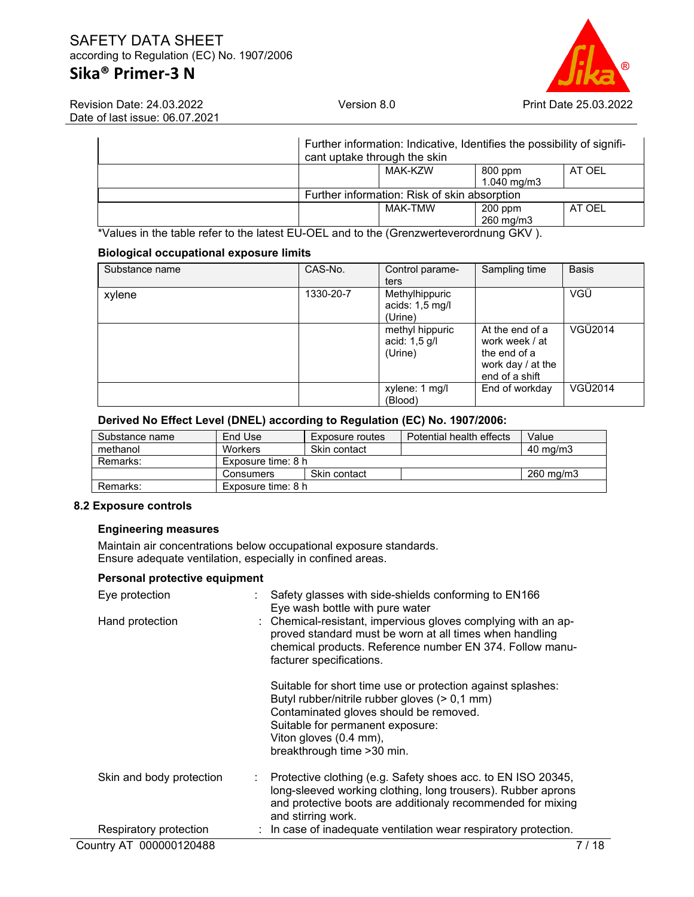| | | | | |
|---|---|---|---|---|
| | Further information: Indicative, Identifies the possibility of significant uptake through the skin | | | |
| | | MAK-KZW | 800 ppm<br>1.040 mg/m3 | AT OEL |
| | Further information: Risk of skin absorption | | | |
| | | MAK-TMW | 200 ppm<br>260 mg/m3 | AT OEL |

*Values in the table refer to the latest EU-OEL and to the (Grenzwerteverordnung GKV ).

**Biological occupational exposure limits**

| Substance name | CAS-No. | Control parameters | Sampling time | Basis |
|---|---|---|---|---|
| xylene | 1330-20-7 | Methylhippuric acids: 1,5 mg/l (Urine) | | VGÜ |
| | | methyl hippuric acid: 1,5 g/l (Urine) | At the end of a work week / at the end of a work day / at the end of a shift | VGÜ2014 |
| | | xylene: 1 mg/l (Blood) | End of workday | VGÜ2014 |

**Derived No Effect Level (DNEL) according to Regulation (EC) No. 1907/2006:**

| Substance name | End Use | Exposure routes | Potential health effects | Value |
|---|---|---|---|---|
| methanol | Workers | Skin contact | | 40 mg/m3 |
| Remarks: | Exposure time: 8 h | | | |
| | Consumers | Skin contact | | 260 mg/m3 |
| Remarks: | Exposure time: 8 h | | | |

## 8.2 Exposure controls

**Engineering measures**

Maintain air concentrations below occupational exposure standards.
Ensure adequate ventilation, especially in confined areas.

**Personal protective equipment**

Eye protection : Safety glasses with side-shields conforming to EN166
Eye wash bottle with pure water

Hand protection : Chemical-resistant, impervious gloves complying with an approved standard must be worn at all times when handling chemical products. Reference number EN 374. Follow manufacturer specifications.

Suitable for short time use or protection against splashes:
Butyl rubber/nitrile rubber gloves (> 0,1 mm)
Contaminated gloves should be removed.
Suitable for permanent exposure:
Viton gloves (0.4 mm),
breakthrough time >30 min.

Skin and body protection : Protective clothing (e.g. Safety shoes acc. to EN ISO 20345, long-sleeved working clothing, long trousers). Rubber aprons and protective boots are additionaly recommended for mixing and stirring work.

Respiratory protection : In case of inadequate ventilation wear respiratory protection.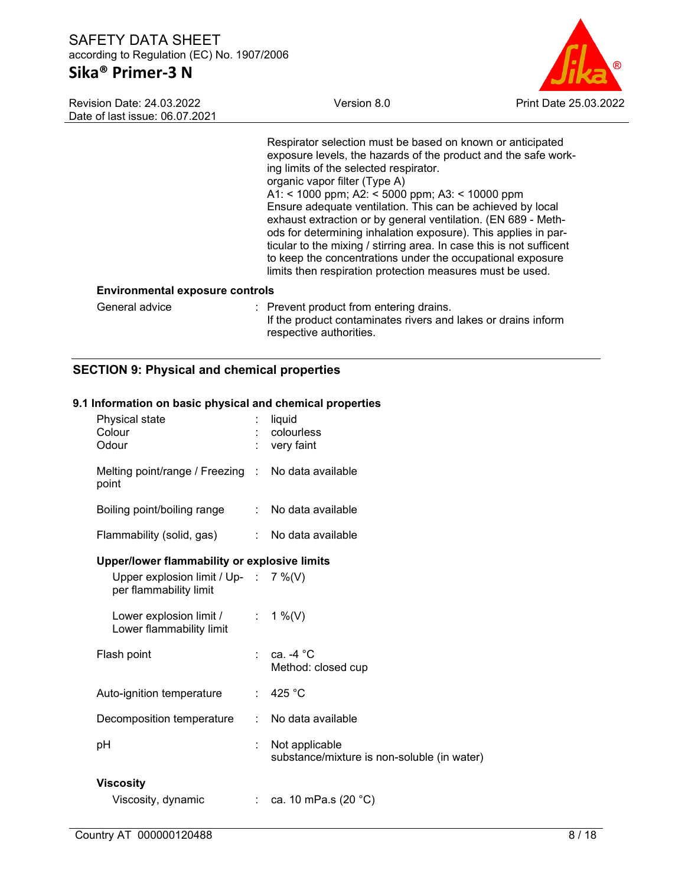Respirator selection must be based on known or anticipated exposure levels, the hazards of the product and the safe working limits of the selected respirator.
organic vapor filter (Type A)
A1: < 1000 ppm; A2: < 5000 ppm; A3: < 10000 ppm
Ensure adequate ventilation. This can be achieved by local exhaust extraction or by general ventilation. (EN 689 - Methods for determining inhalation exposure). This applies in particular to the mixing / stirring area. In case this is not sufficent to keep the concentrations under the occupational exposure limits then respiration protection measures must be used.

**Environmental exposure controls**

General advice : Prevent product from entering drains.
If the product contaminates rivers and lakes or drains inform respective authorities.

## SECTION 9: Physical and chemical properties

### 9.1 Information on basic physical and chemical properties

Physical state : liquid
Colour : colourless
Odour : very faint

Melting point/range / Freezing point : No data available

Boiling point/boiling range : No data available

Flammability (solid, gas) : No data available

**Upper/lower flammability or explosive limits**

Upper explosion limit / Upper flammability limit : 7 %(V)

Lower explosion limit / Lower flammability limit : 1 %(V)

Flash point : ca. -4 °C
Method: closed cup

Auto-ignition temperature : 425 °C

Decomposition temperature : No data available

pH : Not applicable
substance/mixture is non-soluble (in water)

**Viscosity**

Viscosity, dynamic : ca. 10 mPa.s (20 °C)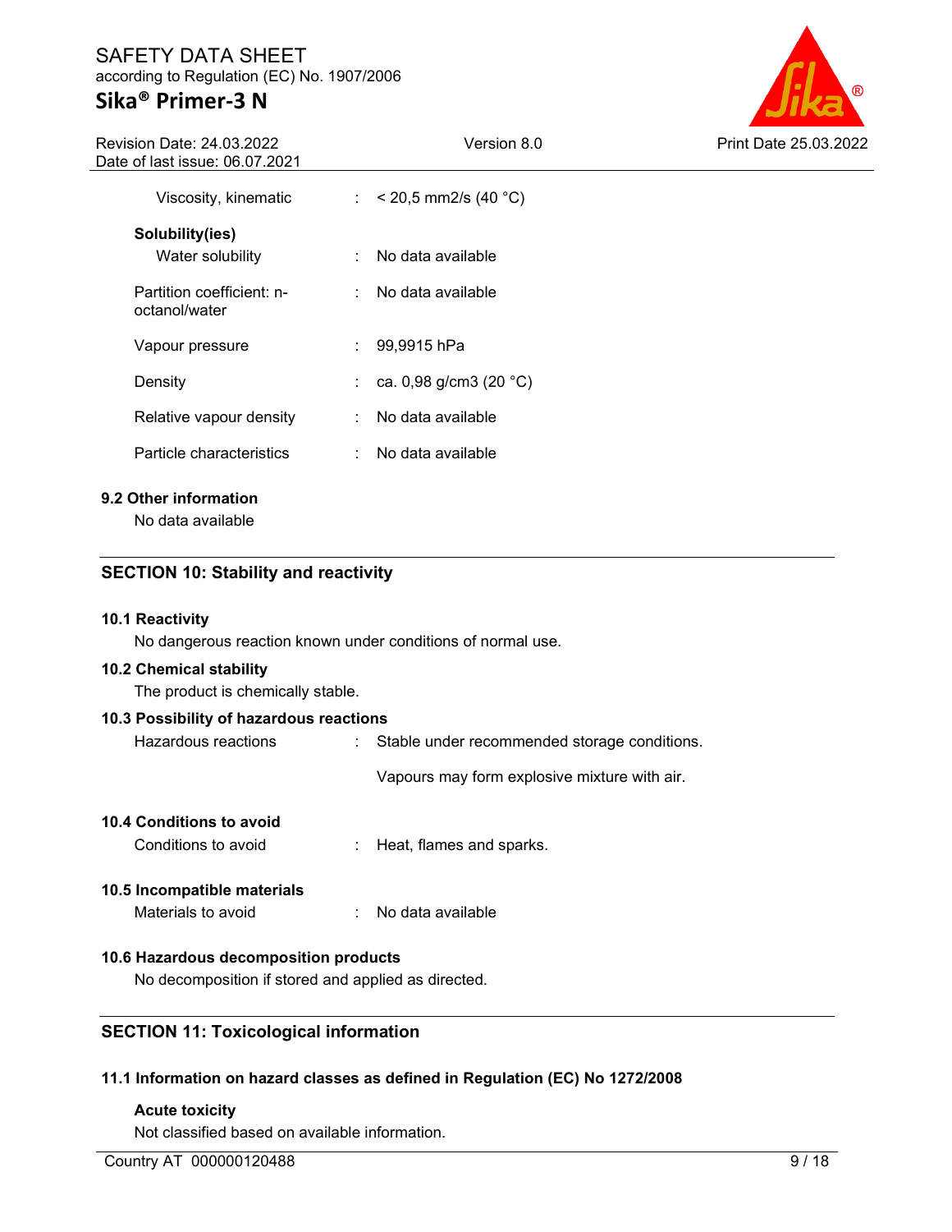| | | |
|---|---|---|
| Viscosity, kinematic | : | < 20,5 mm2/s (40 °C) |
| **Solubility(ies)** | | |
| Water solubility | : | No data available |
| Partition coefficient: n-octanol/water | : | No data available |
| Vapour pressure | : | 99,9915 hPa |
| Density | : | ca. 0,98 g/cm3 (20 °C) |
| Relative vapour density | : | No data available |
| Particle characteristics | : | No data available |

### 9.2 Other information

No data available

## SECTION 10: Stability and reactivity

### 10.1 Reactivity

No dangerous reaction known under conditions of normal use.

### 10.2 Chemical stability

The product is chemically stable.

### 10.3 Possibility of hazardous reactions

Hazardous reactions : Stable under recommended storage conditions.

Vapours may form explosive mixture with air.

### 10.4 Conditions to avoid

Conditions to avoid : Heat, flames and sparks.

### 10.5 Incompatible materials

Materials to avoid : No data available

### 10.6 Hazardous decomposition products

No decomposition if stored and applied as directed.

## SECTION 11: Toxicological information

### 11.1 Information on hazard classes as defined in Regulation (EC) No 1272/2008

**Acute toxicity**

Not classified based on available information.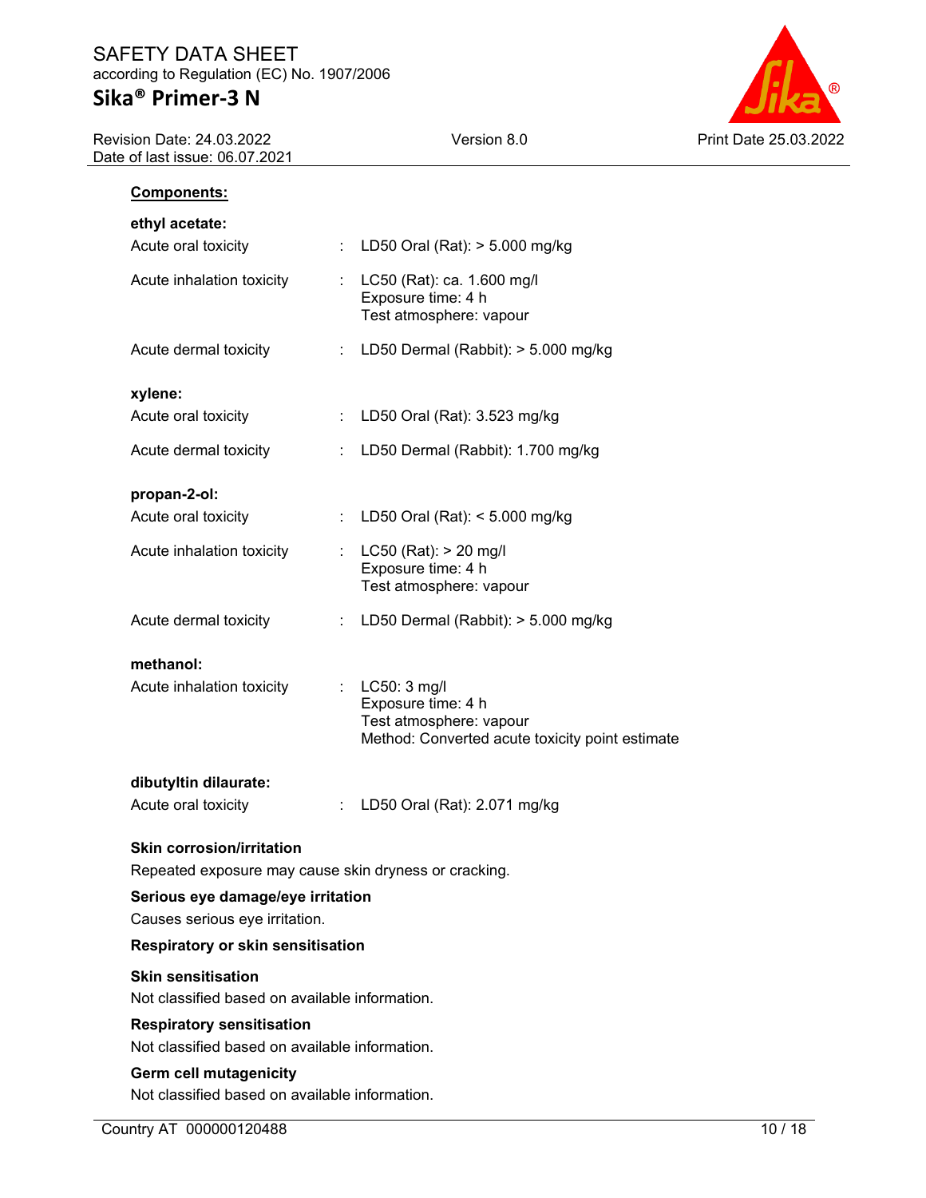**Components:**

**ethyl acetate:**

| | | |
|---|---|---|
| Acute oral toxicity | : | LD50 Oral (Rat): > 5.000 mg/kg |
| Acute inhalation toxicity | : | LC50 (Rat): ca. 1.600 mg/l<br>Exposure time: 4 h<br>Test atmosphere: vapour |
| Acute dermal toxicity | : | LD50 Dermal (Rabbit): > 5.000 mg/kg |

**xylene:**

| | | |
|---|---|---|
| Acute oral toxicity | : | LD50 Oral (Rat): 3.523 mg/kg |
| Acute dermal toxicity | : | LD50 Dermal (Rabbit): 1.700 mg/kg |

**propan-2-ol:**

| | | |
|---|---|---|
| Acute oral toxicity | : | LD50 Oral (Rat): < 5.000 mg/kg |
| Acute inhalation toxicity | : | LC50 (Rat): > 20 mg/l<br>Exposure time: 4 h<br>Test atmosphere: vapour |
| Acute dermal toxicity | : | LD50 Dermal (Rabbit): > 5.000 mg/kg |

**methanol:**

| | | |
|---|---|---|
| Acute inhalation toxicity | : | LC50: 3 mg/l<br>Exposure time: 4 h<br>Test atmosphere: vapour<br>Method: Converted acute toxicity point estimate |

**dibutyltin dilaurate:**

| | | |
|---|---|---|
| Acute oral toxicity | : | LD50 Oral (Rat): 2.071 mg/kg |

**Skin corrosion/irritation**

Repeated exposure may cause skin dryness or cracking.

**Serious eye damage/eye irritation**

Causes serious eye irritation.

**Respiratory or skin sensitisation**

**Skin sensitisation**

Not classified based on available information.

**Respiratory sensitisation**

Not classified based on available information.

**Germ cell mutagenicity**

Not classified based on available information.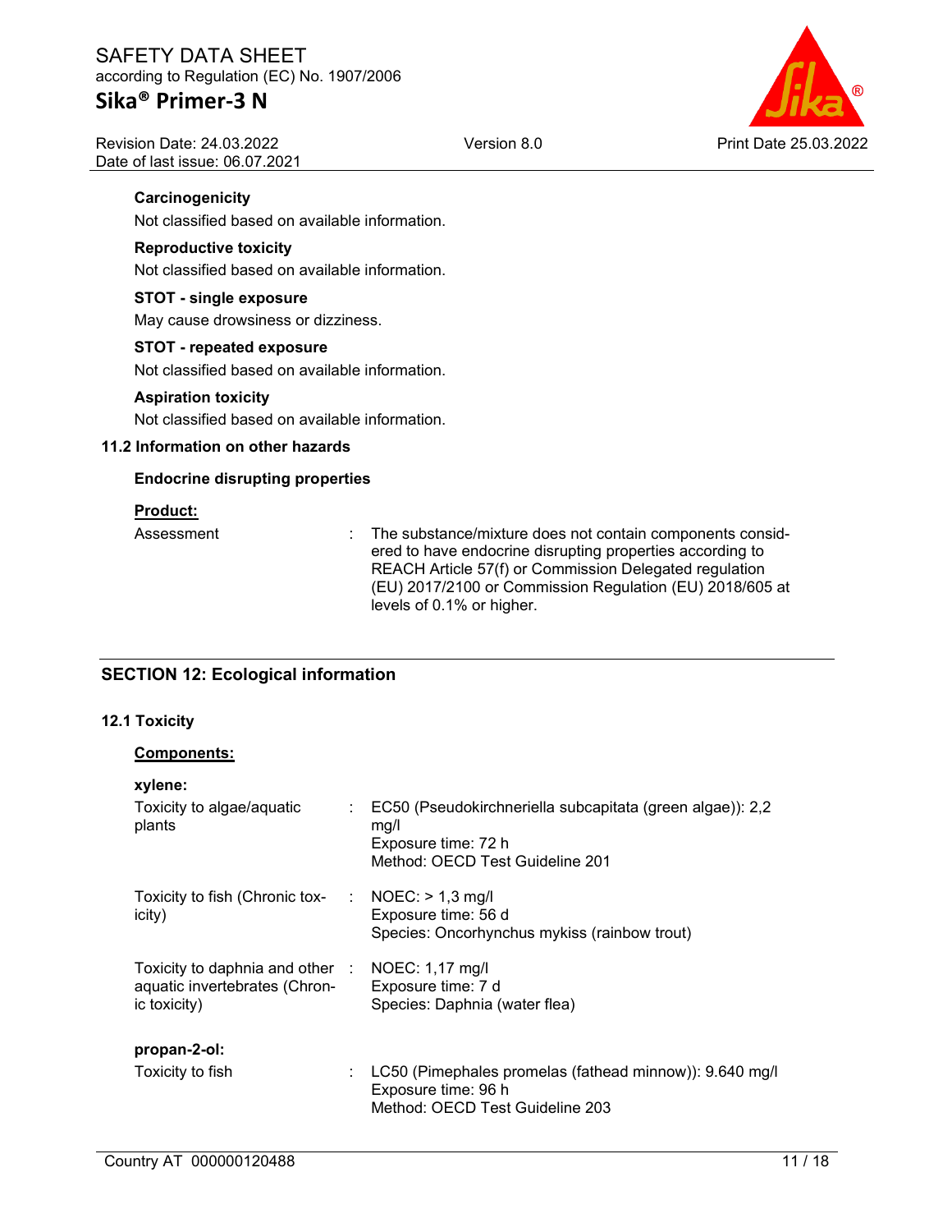**Carcinogenicity**

Not classified based on available information.

**Reproductive toxicity**

Not classified based on available information.

**STOT - single exposure**

May cause drowsiness or dizziness.

**STOT - repeated exposure**

Not classified based on available information.

**Aspiration toxicity**

Not classified based on available information.

### 11.2 Information on other hazards

**Endocrine disrupting properties**

**Product:**

Assessment : The substance/mixture does not contain components considered to have endocrine disrupting properties according to REACH Article 57(f) or Commission Delegated regulation (EU) 2017/2100 or Commission Regulation (EU) 2018/605 at levels of 0.1% or higher.

## SECTION 12: Ecological information

### 12.1 Toxicity

**Components:**

**xylene:**

Toxicity to algae/aquatic plants : EC50 (Pseudokirchneriella subcapitata (green algae)): 2,2 mg/l
Exposure time: 72 h
Method: OECD Test Guideline 201

Toxicity to fish (Chronic toxicity) : NOEC: > 1,3 mg/l
Exposure time: 56 d
Species: Oncorhynchus mykiss (rainbow trout)

Toxicity to daphnia and other aquatic invertebrates (Chronic toxicity) : NOEC: 1,17 mg/l
Exposure time: 7 d
Species: Daphnia (water flea)

**propan-2-ol:**

Toxicity to fish : LC50 (Pimephales promelas (fathead minnow)): 9.640 mg/l
Exposure time: 96 h
Method: OECD Test Guideline 203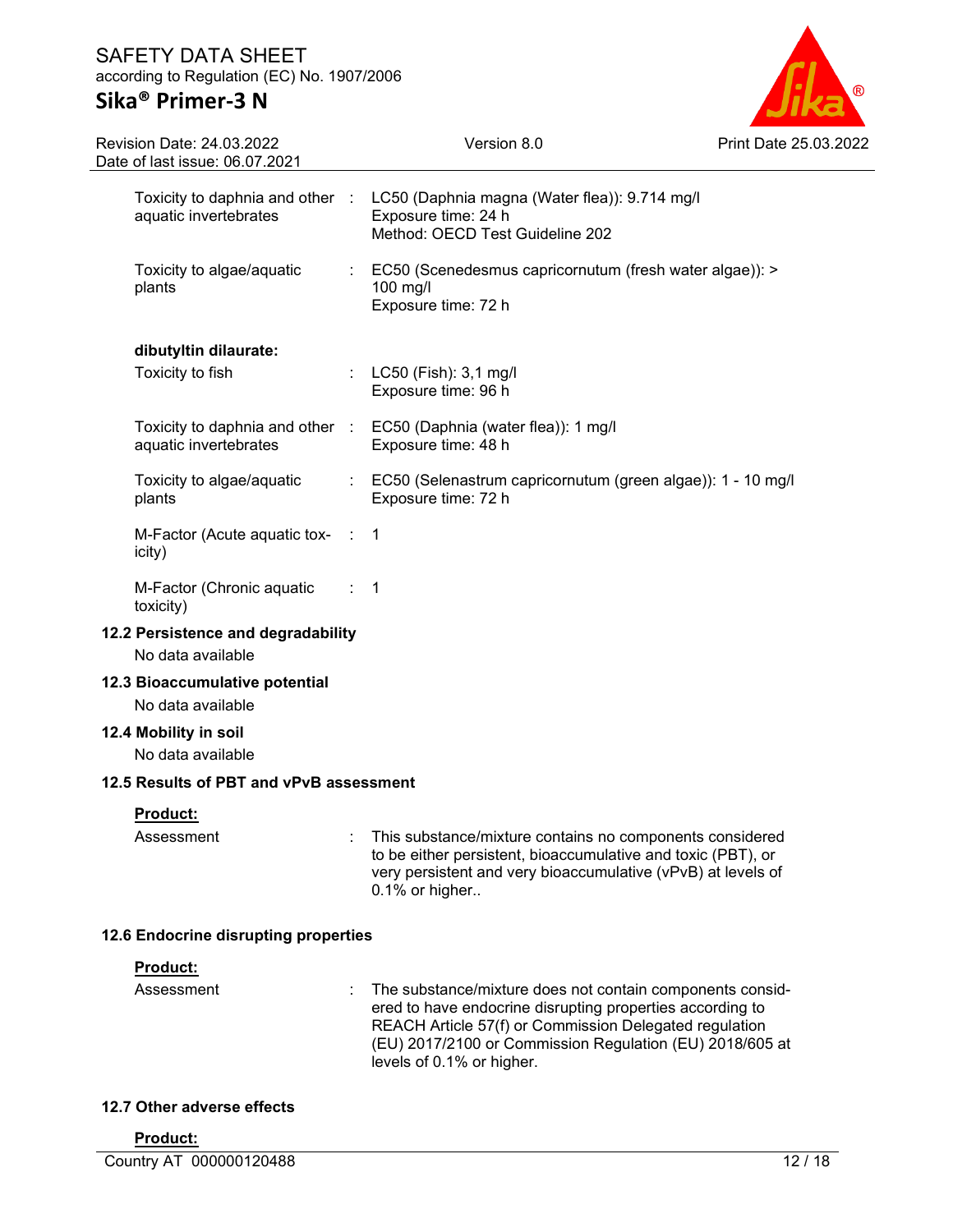| | | |
|---|---|---|
| Toxicity to daphnia and other aquatic invertebrates | : | LC50 (Daphnia magna (Water flea)): 9.714 mg/l<br>Exposure time: 24 h<br>Method: OECD Test Guideline 202 |
| Toxicity to algae/aquatic plants | : | EC50 (Scenedesmus capricornutum (fresh water algae)): > 100 mg/l<br>Exposure time: 72 h |

**dibutyltin dilaurate:**

| | | |
|---|---|---|
| Toxicity to fish | : | LC50 (Fish): 3,1 mg/l<br>Exposure time: 96 h |
| Toxicity to daphnia and other aquatic invertebrates | : | EC50 (Daphnia (water flea)): 1 mg/l<br>Exposure time: 48 h |
| Toxicity to algae/aquatic plants | : | EC50 (Selenastrum capricornutum (green algae)): 1 - 10 mg/l<br>Exposure time: 72 h |
| M-Factor (Acute aquatic toxicity) | : | 1 |
| M-Factor (Chronic aquatic toxicity) | : | 1 |

### 12.2 Persistence and degradability

No data available

### 12.3 Bioaccumulative potential

No data available

### 12.4 Mobility in soil

No data available

### 12.5 Results of PBT and vPvB assessment

**Product:**

Assessment : This substance/mixture contains no components considered to be either persistent, bioaccumulative and toxic (PBT), or very persistent and very bioaccumulative (vPvB) at levels of 0.1% or higher..

### 12.6 Endocrine disrupting properties

**Product:**

Assessment : The substance/mixture does not contain components considered to have endocrine disrupting properties according to REACH Article 57(f) or Commission Delegated regulation (EU) 2017/2100 or Commission Regulation (EU) 2018/605 at levels of 0.1% or higher.

### 12.7 Other adverse effects

**Product:**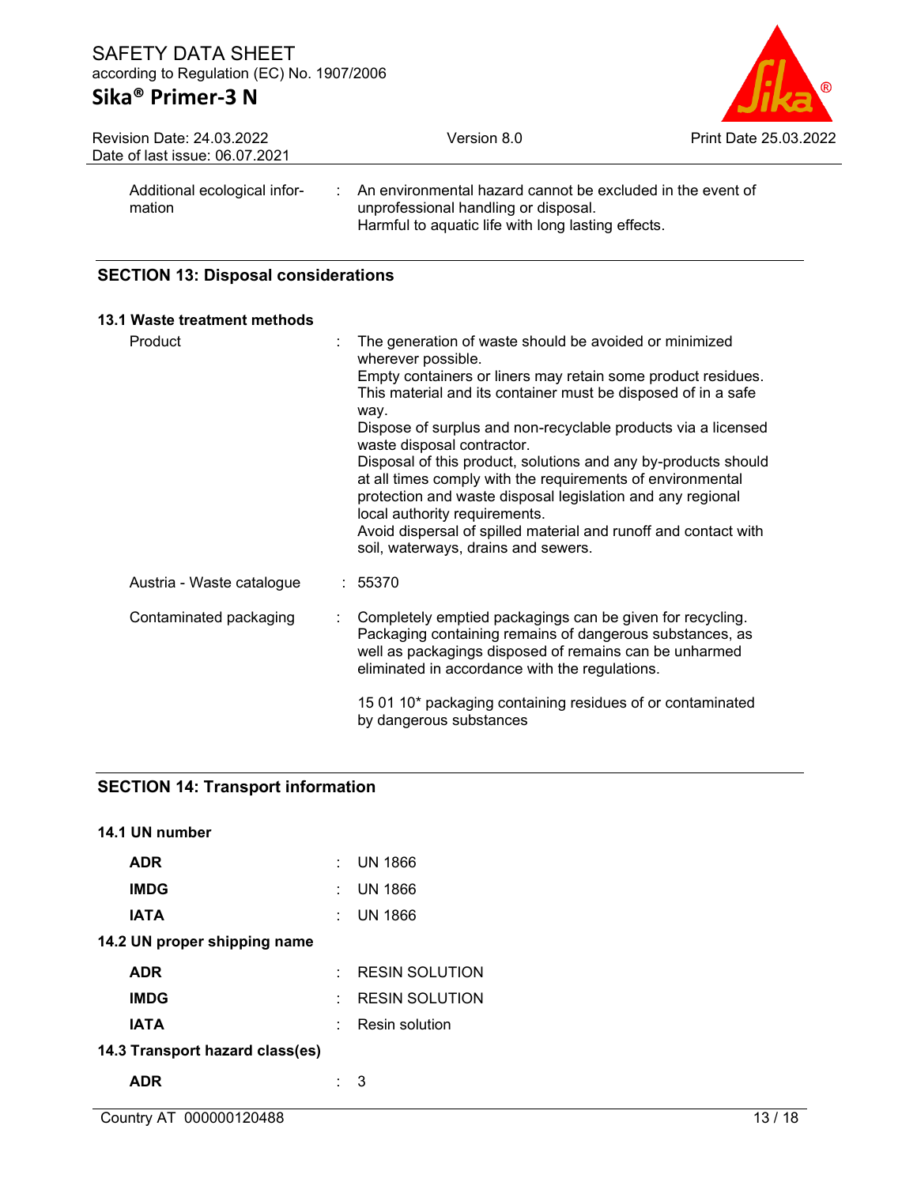| | | |
|---|---|---|
| Additional ecological information | : | An environmental hazard cannot be excluded in the event of unprofessional handling or disposal. Harmful to aquatic life with long lasting effects. |

## SECTION 13: Disposal considerations

### 13.1 Waste treatment methods

| | | |
|---|---|---|
| Product | : | The generation of waste should be avoided or minimized wherever possible. Empty containers or liners may retain some product residues. This material and its container must be disposed of in a safe way. Dispose of surplus and non-recyclable products via a licensed waste disposal contractor. Disposal of this product, solutions and any by-products should at all times comply with the requirements of environmental protection and waste disposal legislation and any regional local authority requirements. Avoid dispersal of spilled material and runoff and contact with soil, waterways, drains and sewers. |
| Austria - Waste catalogue | : | 55370 |
| Contaminated packaging | : | Completely emptied packagings can be given for recycling. Packaging containing remains of dangerous substances, as well as packagings disposed of remains can be unharmed eliminated in accordance with the regulations.<br><br>15 01 10* packaging containing residues of or contaminated by dangerous substances |

## SECTION 14: Transport information

### 14.1 UN number

| | | |
|---|---|---|
| **ADR** | : | UN 1866 |
| **IMDG** | : | UN 1866 |
| **IATA** | : | UN 1866 |

### 14.2 UN proper shipping name

| | | |
|---|---|---|
| **ADR** | : | RESIN SOLUTION |
| **IMDG** | : | RESIN SOLUTION |
| **IATA** | : | Resin solution |

### 14.3 Transport hazard class(es)

| | | |
|---|---|---|
| **ADR** | : | 3 |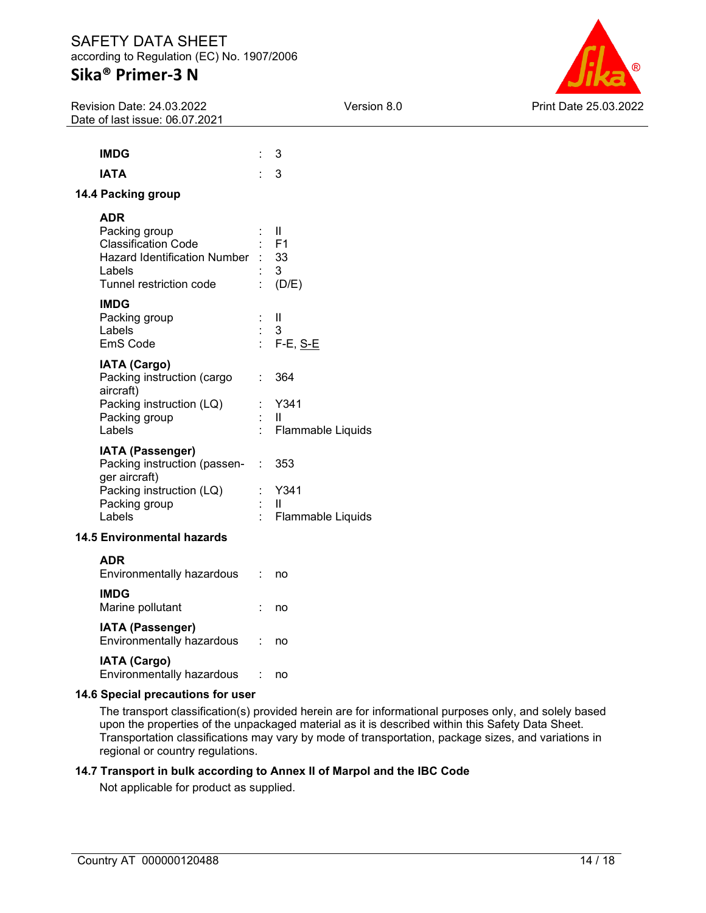**IMDG** : 3

**IATA** : 3

### 14.4 Packing group

**ADR**

| | |
|---|---|
| Packing group | : II |
| Classification Code | : F1 |
| Hazard Identification Number | : 33 |
| Labels | : 3 |
| Tunnel restriction code | : (D/E) |

**IMDG**

| | |
|---|---|
| Packing group | : II |
| Labels | : 3 |
| EmS Code | : F-E, S-E |

**IATA (Cargo)**

| | |
|---|---|
| Packing instruction (cargo aircraft) | : 364 |
| Packing instruction (LQ) | : Y341 |
| Packing group | : II |
| Labels | : Flammable Liquids |

**IATA (Passenger)**

| | |
|---|---|
| Packing instruction (passenger aircraft) | : 353 |
| Packing instruction (LQ) | : Y341 |
| Packing group | : II |
| Labels | : Flammable Liquids |

### 14.5 Environmental hazards

**ADR**
Environmentally hazardous : no

**IMDG**
Marine pollutant : no

**IATA (Passenger)**
Environmentally hazardous : no

**IATA (Cargo)**
Environmentally hazardous : no

### 14.6 Special precautions for user

The transport classification(s) provided herein are for informational purposes only, and solely based upon the properties of the unpackaged material as it is described within this Safety Data Sheet. Transportation classifications may vary by mode of transportation, package sizes, and variations in regional or country regulations.

### 14.7 Transport in bulk according to Annex II of Marpol and the IBC Code

Not applicable for product as supplied.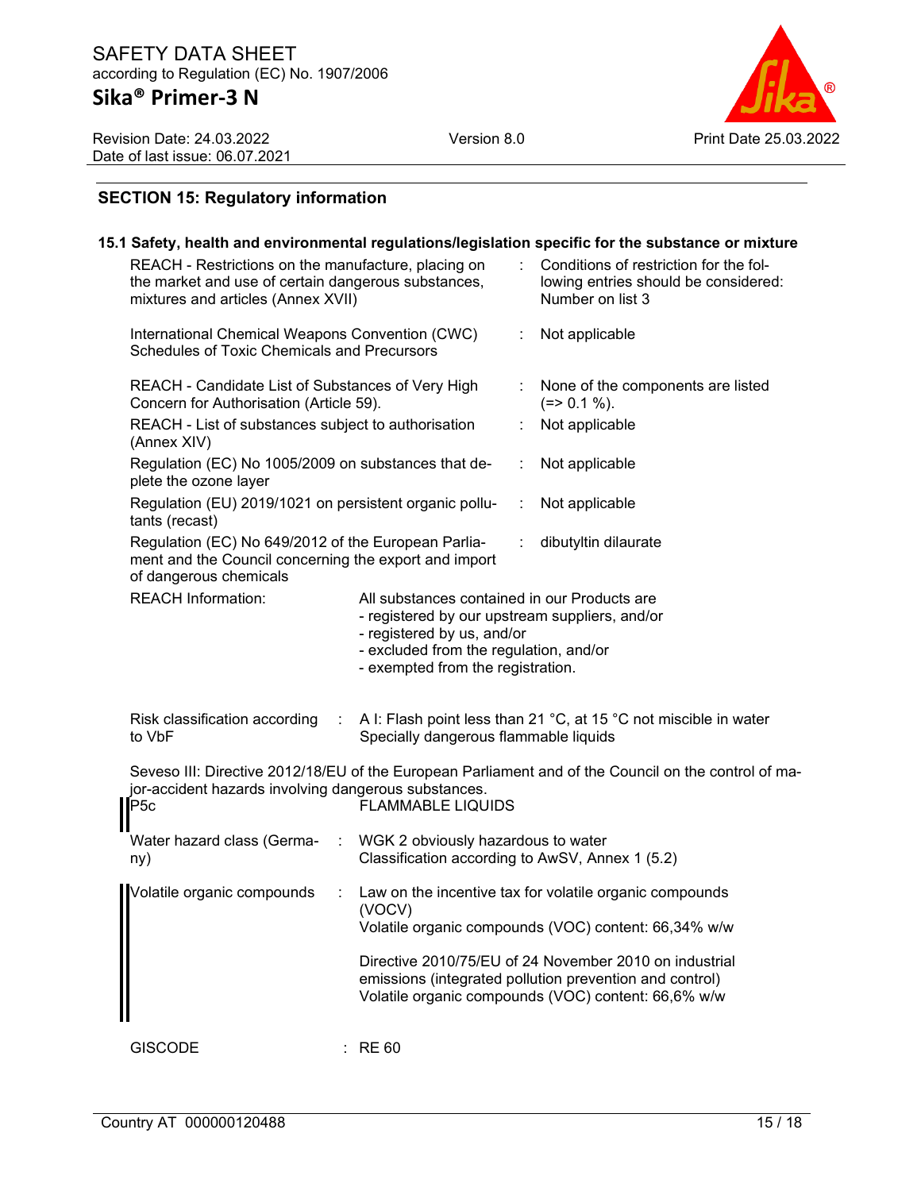## SECTION 15: Regulatory information

### 15.1 Safety, health and environmental regulations/legislation specific for the substance or mixture

| | | |
|---|---|---|
| REACH - Restrictions on the manufacture, placing on the market and use of certain dangerous substances, mixtures and articles (Annex XVII) | : | Conditions of restriction for the following entries should be considered: Number on list 3 |
| International Chemical Weapons Convention (CWC) Schedules of Toxic Chemicals and Precursors | : | Not applicable |
| REACH - Candidate List of Substances of Very High Concern for Authorisation (Article 59). | : | None of the components are listed (=> 0.1 %). |
| REACH - List of substances subject to authorisation (Annex XIV) | : | Not applicable |
| Regulation (EC) No 1005/2009 on substances that deplete the ozone layer | : | Not applicable |
| Regulation (EU) 2019/1021 on persistent organic pollutants (recast) | : | Not applicable |
| Regulation (EC) No 649/2012 of the European Parliament and the Council concerning the export and import of dangerous chemicals | : | dibutyltin dilaurate |

REACH Information: All substances contained in our Products are
- registered by our upstream suppliers, and/or
- registered by us, and/or
- excluded from the regulation, and/or
- exempted from the registration.

Risk classification according to VbF : A I: Flash point less than 21 °C, at 15 °C not miscible in water
Specially dangerous flammable liquids

Seveso III: Directive 2012/18/EU of the European Parliament and of the Council on the control of major-accident hazards involving dangerous substances.

P5c FLAMMABLE LIQUIDS

Water hazard class (Germany) : WGK 2 obviously hazardous to water
Classification according to AwSV, Annex 1 (5.2)

Volatile organic compounds : Law on the incentive tax for volatile organic compounds (VOCV)
Volatile organic compounds (VOC) content: 66,34% w/w

Directive 2010/75/EU of 24 November 2010 on industrial emissions (integrated pollution prevention and control)
Volatile organic compounds (VOC) content: 66,6% w/w

GISCODE : RE 60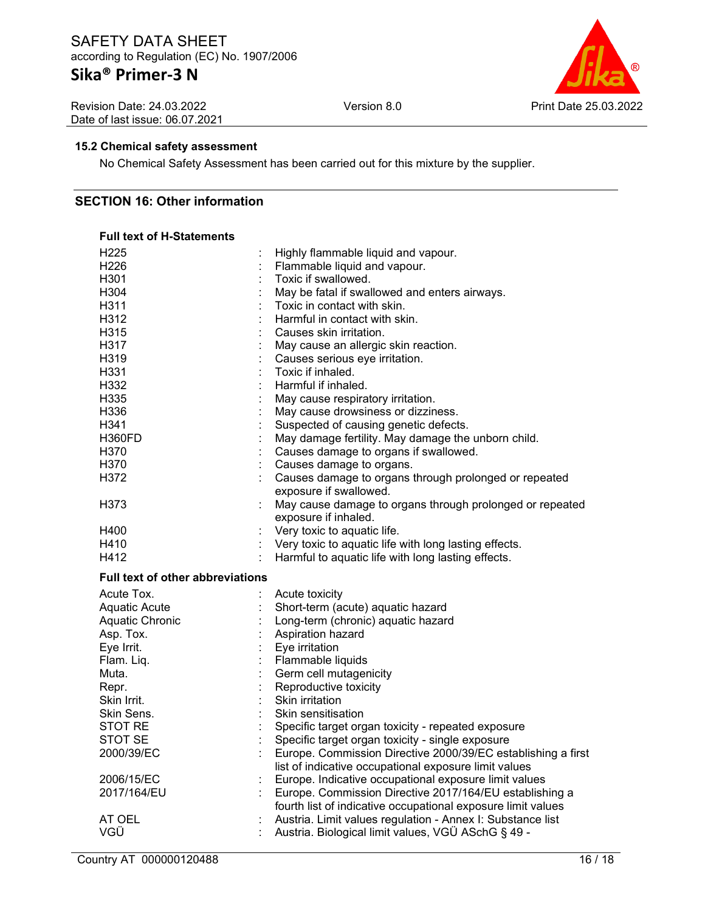### 15.2 Chemical safety assessment

No Chemical Safety Assessment has been carried out for this mixture by the supplier.

## SECTION 16: Other information

**Full text of H-Statements**

| | | |
|---|---|---|
| H225 | : | Highly flammable liquid and vapour. |
| H226 | : | Flammable liquid and vapour. |
| H301 | : | Toxic if swallowed. |
| H304 | : | May be fatal if swallowed and enters airways. |
| H311 | : | Toxic in contact with skin. |
| H312 | : | Harmful in contact with skin. |
| H315 | : | Causes skin irritation. |
| H317 | : | May cause an allergic skin reaction. |
| H319 | : | Causes serious eye irritation. |
| H331 | : | Toxic if inhaled. |
| H332 | : | Harmful if inhaled. |
| H335 | : | May cause respiratory irritation. |
| H336 | : | May cause drowsiness or dizziness. |
| H341 | : | Suspected of causing genetic defects. |
| H360FD | : | May damage fertility. May damage the unborn child. |
| H370 | : | Causes damage to organs if swallowed. |
| H370 | : | Causes damage to organs. |
| H372 | : | Causes damage to organs through prolonged or repeated exposure if swallowed. |
| H373 | : | May cause damage to organs through prolonged or repeated exposure if inhaled. |
| H400 | : | Very toxic to aquatic life. |
| H410 | : | Very toxic to aquatic life with long lasting effects. |
| H412 | : | Harmful to aquatic life with long lasting effects. |

**Full text of other abbreviations**

| | | |
|---|---|---|
| Acute Tox. | : | Acute toxicity |
| Aquatic Acute | : | Short-term (acute) aquatic hazard |
| Aquatic Chronic | : | Long-term (chronic) aquatic hazard |
| Asp. Tox. | : | Aspiration hazard |
| Eye Irrit. | : | Eye irritation |
| Flam. Liq. | : | Flammable liquids |
| Muta. | : | Germ cell mutagenicity |
| Repr. | : | Reproductive toxicity |
| Skin Irrit. | : | Skin irritation |
| Skin Sens. | : | Skin sensitisation |
| STOT RE | : | Specific target organ toxicity - repeated exposure |
| STOT SE | : | Specific target organ toxicity - single exposure |
| 2000/39/EC | : | Europe. Commission Directive 2000/39/EC establishing a first list of indicative occupational exposure limit values |
| 2006/15/EC | : | Europe. Indicative occupational exposure limit values |
| 2017/164/EU | : | Europe. Commission Directive 2017/164/EU establishing a fourth list of indicative occupational exposure limit values |
| AT OEL | : | Austria. Limit values regulation - Annex I: Substance list |
| VGÜ | : | Austria. Biological limit values, VGÜ ASchG § 49 - |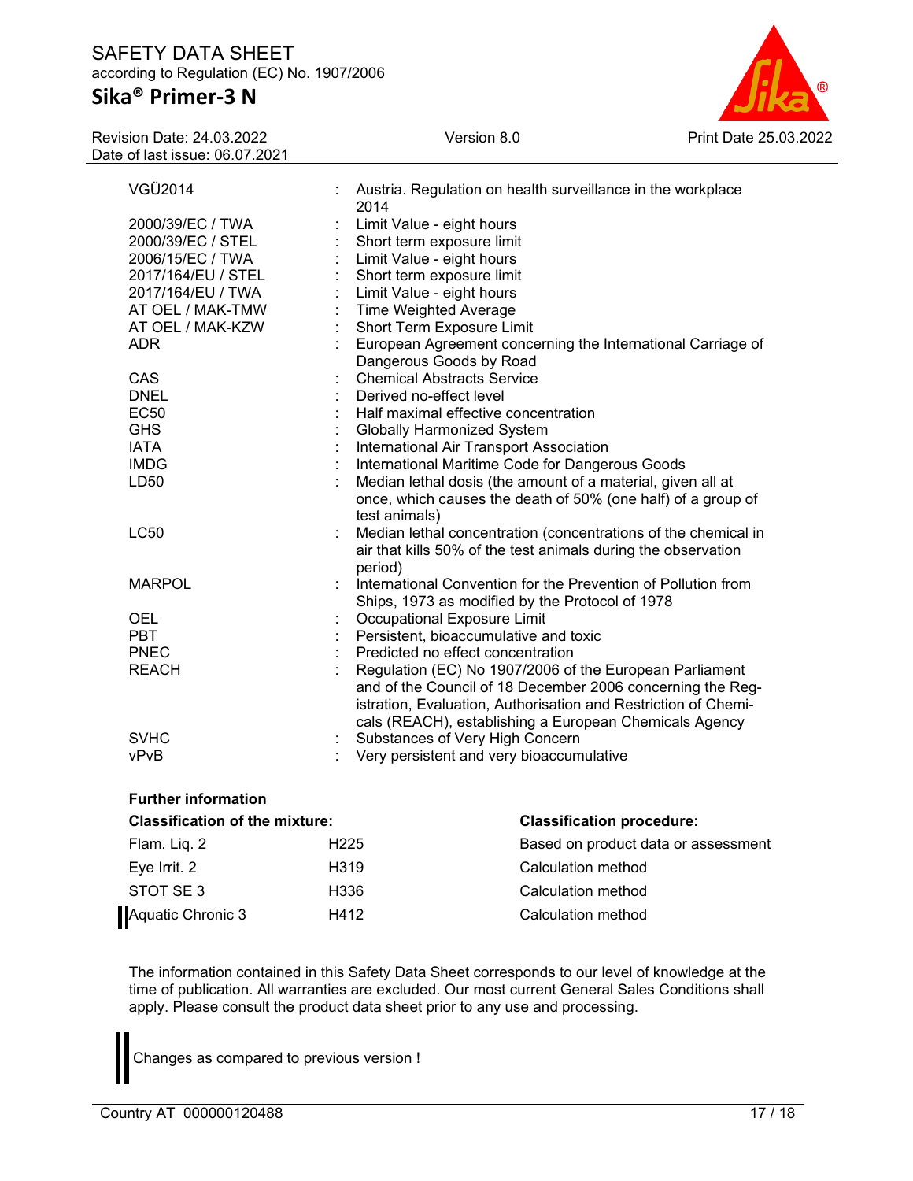| | | |
|---|---|---|
| VGÜ2014 | : | Austria. Regulation on health surveillance in the workplace 2014 |
| 2000/39/EC / TWA | : | Limit Value - eight hours |
| 2000/39/EC / STEL | : | Short term exposure limit |
| 2006/15/EC / TWA | : | Limit Value - eight hours |
| 2017/164/EU / STEL | : | Short term exposure limit |
| 2017/164/EU / TWA | : | Limit Value - eight hours |
| AT OEL / MAK-TMW | : | Time Weighted Average |
| AT OEL / MAK-KZW | : | Short Term Exposure Limit |
| ADR | : | European Agreement concerning the International Carriage of Dangerous Goods by Road |
| CAS | : | Chemical Abstracts Service |
| DNEL | : | Derived no-effect level |
| EC50 | : | Half maximal effective concentration |
| GHS | : | Globally Harmonized System |
| IATA | : | International Air Transport Association |
| IMDG | : | International Maritime Code for Dangerous Goods |
| LD50 | : | Median lethal dosis (the amount of a material, given all at once, which causes the death of 50% (one half) of a group of test animals) |
| LC50 | : | Median lethal concentration (concentrations of the chemical in air that kills 50% of the test animals during the observation period) |
| MARPOL | : | International Convention for the Prevention of Pollution from Ships, 1973 as modified by the Protocol of 1978 |
| OEL | : | Occupational Exposure Limit |
| PBT | : | Persistent, bioaccumulative and toxic |
| PNEC | : | Predicted no effect concentration |
| REACH | : | Regulation (EC) No 1907/2006 of the European Parliament and of the Council of 18 December 2006 concerning the Registration, Evaluation, Authorisation and Restriction of Chemicals (REACH), establishing a European Chemicals Agency |
| SVHC | : | Substances of Very High Concern |
| vPvB | : | Very persistent and very bioaccumulative |

**Further information**

| **Classification of the mixture:** | | **Classification procedure:** |
|---|---|---|
| Flam. Liq. 2 | H225 | Based on product data or assessment |
| Eye Irrit. 2 | H319 | Calculation method |
| STOT SE 3 | H336 | Calculation method |
| Aquatic Chronic 3 | H412 | Calculation method |

The information contained in this Safety Data Sheet corresponds to our level of knowledge at the time of publication. All warranties are excluded. Our most current General Sales Conditions shall apply. Please consult the product data sheet prior to any use and processing.

Changes as compared to previous version !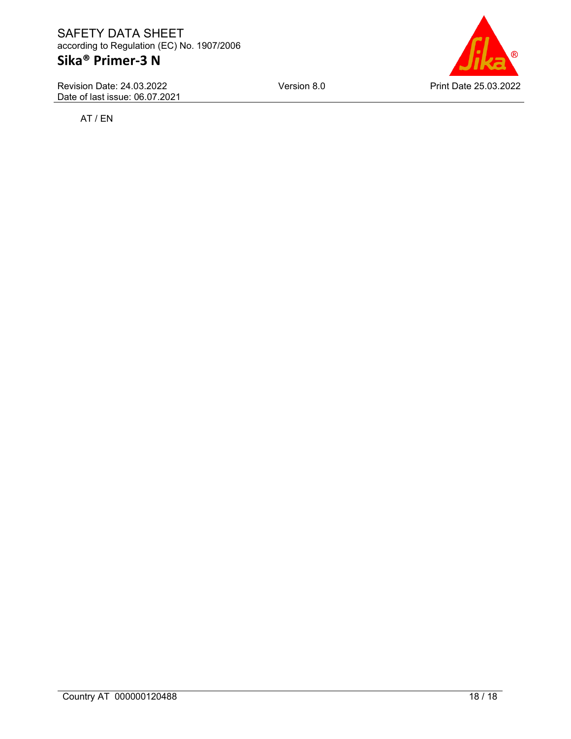AT / EN